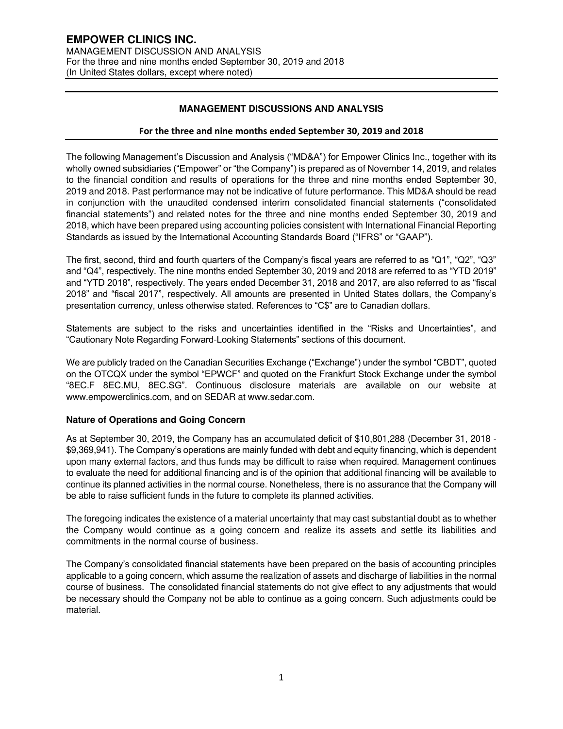# MANAGEMENT DISCUSSIONS AND ANALYSIS

## For the three and nine months ended September 30, 2019 and 2018

The following Management's Discussion and Analysis ("MD&A") for Empower Clinics Inc., together with its wholly owned subsidiaries ("Empower" or "the Company") is prepared as of November 14, 2019, and relates to the financial condition and results of operations for the three and nine months ended September 30, 2019 and 2018. Past performance may not be indicative of future performance. This MD&A should be read in conjunction with the unaudited condensed interim consolidated financial statements ("consolidated financial statements") and related notes for the three and nine months ended September 30, 2019 and 2018, which have been prepared using accounting policies consistent with International Financial Reporting Standards as issued by the International Accounting Standards Board ("IFRS" or "GAAP").

The first, second, third and fourth quarters of the Company's fiscal years are referred to as "Q1", "Q2", "Q3" and "Q4", respectively. The nine months ended September 30, 2019 and 2018 are referred to as "YTD 2019" and "YTD 2018", respectively. The years ended December 31, 2018 and 2017, are also referred to as "fiscal 2018" and "fiscal 2017", respectively. All amounts are presented in United States dollars, the Company's presentation currency, unless otherwise stated. References to "C$" are to Canadian dollars.

Statements are subject to the risks and uncertainties identified in the "Risks and Uncertainties", and "Cautionary Note Regarding Forward-Looking Statements" sections of this document.

We are publicly traded on the Canadian Securities Exchange ("Exchange") under the symbol "CBDT", quoted on the OTCQX under the symbol "EPWCF" and quoted on the Frankfurt Stock Exchange under the symbol "8EC.F 8EC.MU, 8EC.SG". Continuous disclosure materials are available on our website at www.empowerclinics.com, and on SEDAR at www.sedar.com.

### Nature of Operations and Going Concern

As at September 30, 2019, the Company has an accumulated deficit of $10,801,288 (December 31, 2018 - $9,369,941). The Company's operations are mainly funded with debt and equity financing, which is dependent upon many external factors, and thus funds may be difficult to raise when required. Management continues to evaluate the need for additional financing and is of the opinion that additional financing will be available to continue its planned activities in the normal course. Nonetheless, there is no assurance that the Company will be able to raise sufficient funds in the future to complete its planned activities.

The foregoing indicates the existence of a material uncertainty that may cast substantial doubt as to whether the Company would continue as a going concern and realize its assets and settle its liabilities and commitments in the normal course of business.

The Company's consolidated financial statements have been prepared on the basis of accounting principles applicable to a going concern, which assume the realization of assets and discharge of liabilities in the normal course of business. The consolidated financial statements do not give effect to any adjustments that would be necessary should the Company not be able to continue as a going concern. Such adjustments could be material.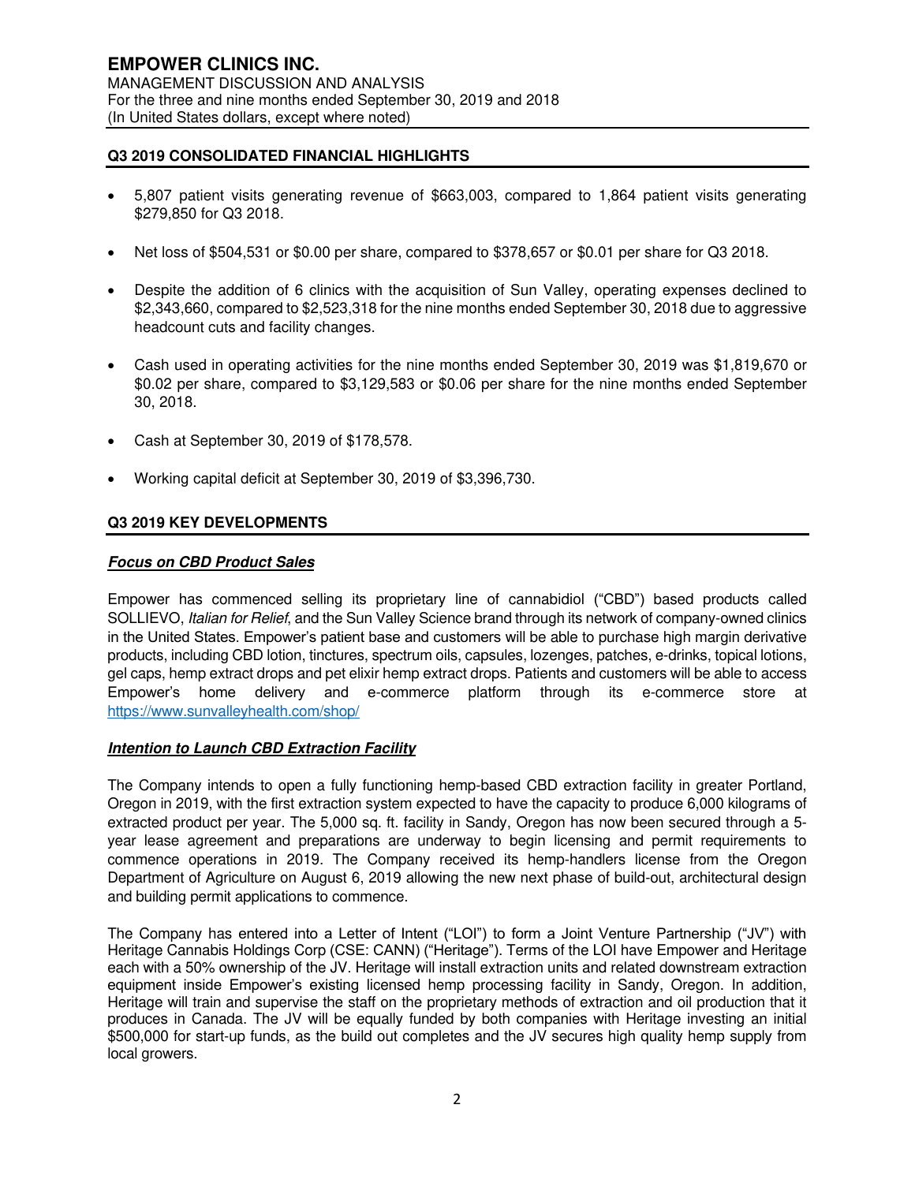## Q3 2019 CONSOLIDATED FINANCIAL HIGHLIGHTS

- 5,807 patient visits generating revenue of $663,003, compared to 1,864 patient visits generating $279,850 for Q3 2018.
- Net loss of $504,531 or $0.00 per share, compared to $378,657 or $0.01 per share for Q3 2018.
- Despite the addition of 6 clinics with the acquisition of Sun Valley, operating expenses declined to $2,343,660, compared to $2,523,318 for the nine months ended September 30, 2018 due to aggressive headcount cuts and facility changes.
- Cash used in operating activities for the nine months ended September 30, 2019 was $1,819,670 or $0.02 per share, compared to $3,129,583 or $0.06 per share for the nine months ended September 30, 2018.
- Cash at September 30, 2019 of $178,578.
- Working capital deficit at September 30, 2019 of $3,396,730.

## Q3 2019 KEY DEVELOPMENTS

### ***Focus on CBD Product Sales***

Empower has commenced selling its proprietary line of cannabidiol ("CBD") based products called SOLLIEVO, *Italian for Relief*, and the Sun Valley Science brand through its network of company-owned clinics in the United States. Empower's patient base and customers will be able to purchase high margin derivative products, including CBD lotion, tinctures, spectrum oils, capsules, lozenges, patches, e-drinks, topical lotions, gel caps, hemp extract drops and pet elixir hemp extract drops. Patients and customers will be able to access Empower's home delivery and e-commerce platform through its e-commerce store at https://www.sunvalleyhealth.com/shop/

### ***Intention to Launch CBD Extraction Facility***

The Company intends to open a fully functioning hemp-based CBD extraction facility in greater Portland, Oregon in 2019, with the first extraction system expected to have the capacity to produce 6,000 kilograms of extracted product per year. The 5,000 sq. ft. facility in Sandy, Oregon has now been secured through a 5-year lease agreement and preparations are underway to begin licensing and permit requirements to commence operations in 2019. The Company received its hemp-handlers license from the Oregon Department of Agriculture on August 6, 2019 allowing the new next phase of build-out, architectural design and building permit applications to commence.

The Company has entered into a Letter of Intent ("LOI") to form a Joint Venture Partnership ("JV") with Heritage Cannabis Holdings Corp (CSE: CANN) ("Heritage"). Terms of the LOI have Empower and Heritage each with a 50% ownership of the JV. Heritage will install extraction units and related downstream extraction equipment inside Empower's existing licensed hemp processing facility in Sandy, Oregon. In addition, Heritage will train and supervise the staff on the proprietary methods of extraction and oil production that it produces in Canada. The JV will be equally funded by both companies with Heritage investing an initial $500,000 for start-up funds, as the build out completes and the JV secures high quality hemp supply from local growers.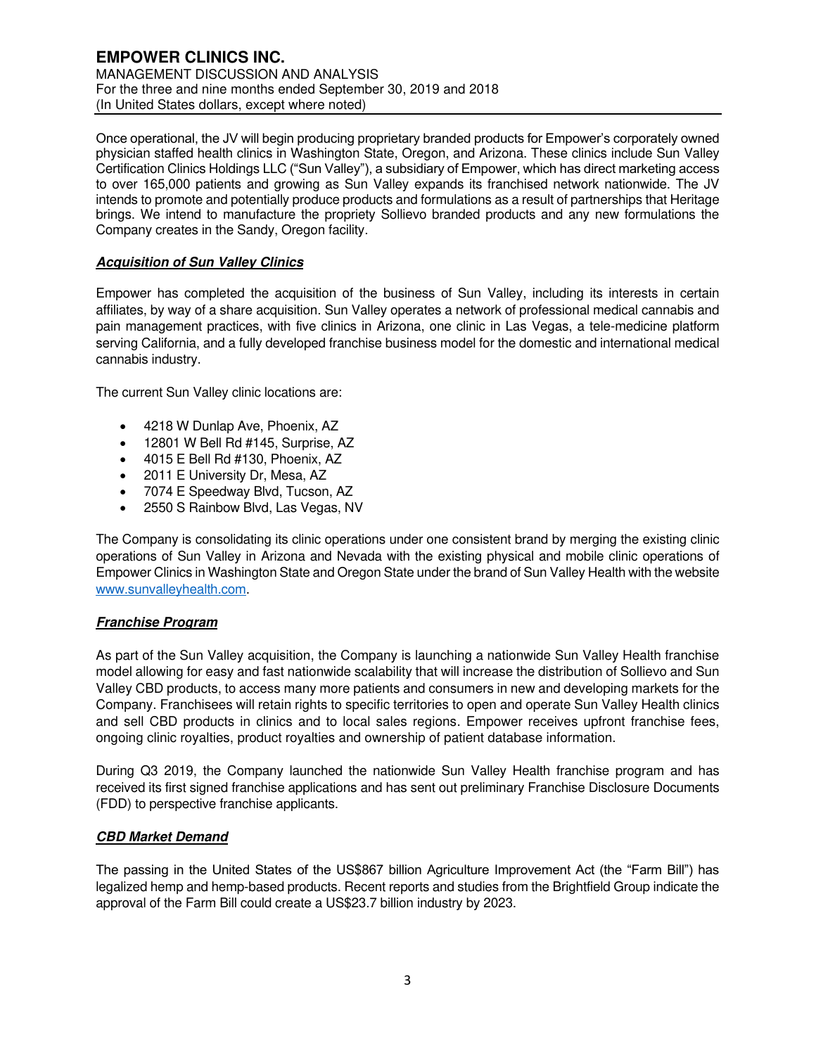Once operational, the JV will begin producing proprietary branded products for Empower's corporately owned physician staffed health clinics in Washington State, Oregon, and Arizona. These clinics include Sun Valley Certification Clinics Holdings LLC ("Sun Valley"), a subsidiary of Empower, which has direct marketing access to over 165,000 patients and growing as Sun Valley expands its franchised network nationwide. The JV intends to promote and potentially produce products and formulations as a result of partnerships that Heritage brings. We intend to manufacture the propriety Sollievo branded products and any new formulations the Company creates in the Sandy, Oregon facility.

### ***Acquisition of Sun Valley Clinics***

Empower has completed the acquisition of the business of Sun Valley, including its interests in certain affiliates, by way of a share acquisition. Sun Valley operates a network of professional medical cannabis and pain management practices, with five clinics in Arizona, one clinic in Las Vegas, a tele-medicine platform serving California, and a fully developed franchise business model for the domestic and international medical cannabis industry.

The current Sun Valley clinic locations are:

- 4218 W Dunlap Ave, Phoenix, AZ
- 12801 W Bell Rd #145, Surprise, AZ
- 4015 E Bell Rd #130, Phoenix, AZ
- 2011 E University Dr, Mesa, AZ
- 7074 E Speedway Blvd, Tucson, AZ
- 2550 S Rainbow Blvd, Las Vegas, NV

The Company is consolidating its clinic operations under one consistent brand by merging the existing clinic operations of Sun Valley in Arizona and Nevada with the existing physical and mobile clinic operations of Empower Clinics in Washington State and Oregon State under the brand of Sun Valley Health with the website www.sunvalleyhealth.com.

### ***Franchise Program***

As part of the Sun Valley acquisition, the Company is launching a nationwide Sun Valley Health franchise model allowing for easy and fast nationwide scalability that will increase the distribution of Sollievo and Sun Valley CBD products, to access many more patients and consumers in new and developing markets for the Company. Franchisees will retain rights to specific territories to open and operate Sun Valley Health clinics and sell CBD products in clinics and to local sales regions. Empower receives upfront franchise fees, ongoing clinic royalties, product royalties and ownership of patient database information.

During Q3 2019, the Company launched the nationwide Sun Valley Health franchise program and has received its first signed franchise applications and has sent out preliminary Franchise Disclosure Documents (FDD) to perspective franchise applicants.

### ***CBD Market Demand***

The passing in the United States of the US$867 billion Agriculture Improvement Act (the "Farm Bill") has legalized hemp and hemp-based products. Recent reports and studies from the Brightfield Group indicate the approval of the Farm Bill could create a US$23.7 billion industry by 2023.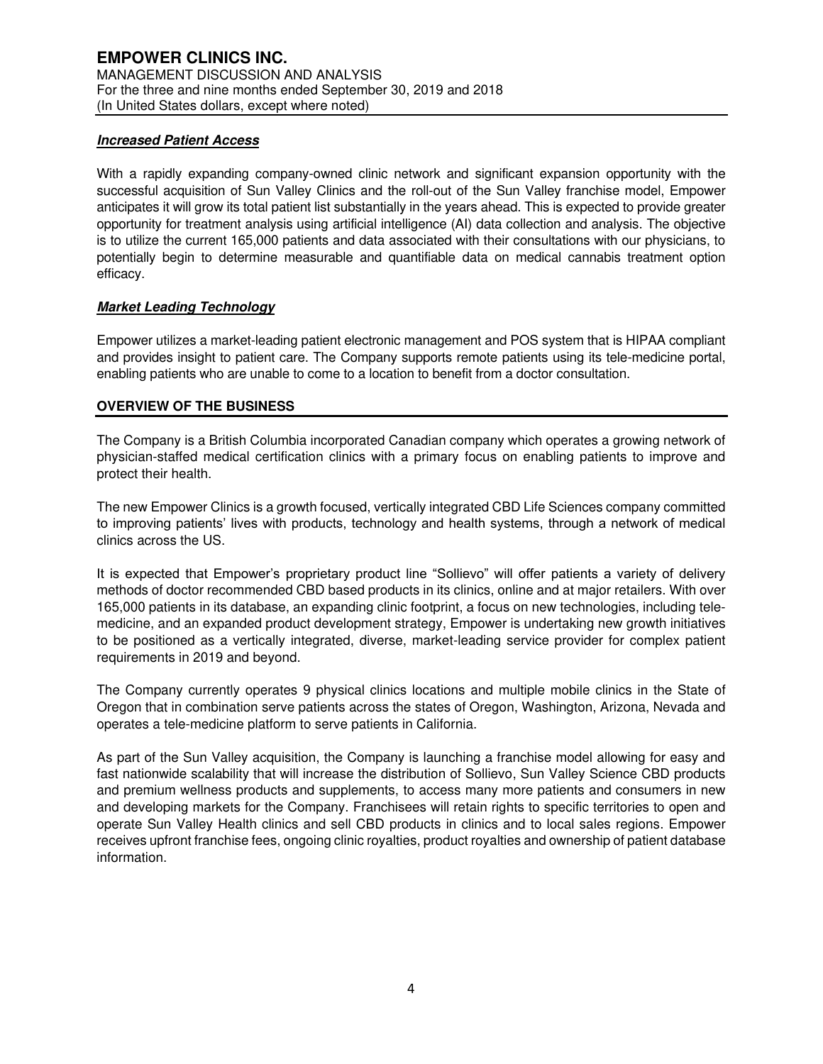***Increased Patient Access***

With a rapidly expanding company-owned clinic network and significant expansion opportunity with the successful acquisition of Sun Valley Clinics and the roll-out of the Sun Valley franchise model, Empower anticipates it will grow its total patient list substantially in the years ahead. This is expected to provide greater opportunity for treatment analysis using artificial intelligence (AI) data collection and analysis. The objective is to utilize the current 165,000 patients and data associated with their consultations with our physicians, to potentially begin to determine measurable and quantifiable data on medical cannabis treatment option efficacy.

***Market Leading Technology***

Empower utilizes a market-leading patient electronic management and POS system that is HIPAA compliant and provides insight to patient care. The Company supports remote patients using its tele-medicine portal, enabling patients who are unable to come to a location to benefit from a doctor consultation.

## OVERVIEW OF THE BUSINESS

The Company is a British Columbia incorporated Canadian company which operates a growing network of physician-staffed medical certification clinics with a primary focus on enabling patients to improve and protect their health.

The new Empower Clinics is a growth focused, vertically integrated CBD Life Sciences company committed to improving patients' lives with products, technology and health systems, through a network of medical clinics across the US.

It is expected that Empower's proprietary product line "Sollievo" will offer patients a variety of delivery methods of doctor recommended CBD based products in its clinics, online and at major retailers. With over 165,000 patients in its database, an expanding clinic footprint, a focus on new technologies, including tele-medicine, and an expanded product development strategy, Empower is undertaking new growth initiatives to be positioned as a vertically integrated, diverse, market-leading service provider for complex patient requirements in 2019 and beyond.

The Company currently operates 9 physical clinics locations and multiple mobile clinics in the State of Oregon that in combination serve patients across the states of Oregon, Washington, Arizona, Nevada and operates a tele-medicine platform to serve patients in California.

As part of the Sun Valley acquisition, the Company is launching a franchise model allowing for easy and fast nationwide scalability that will increase the distribution of Sollievo, Sun Valley Science CBD products and premium wellness products and supplements, to access many more patients and consumers in new and developing markets for the Company. Franchisees will retain rights to specific territories to open and operate Sun Valley Health clinics and sell CBD products in clinics and to local sales regions. Empower receives upfront franchise fees, ongoing clinic royalties, product royalties and ownership of patient database information.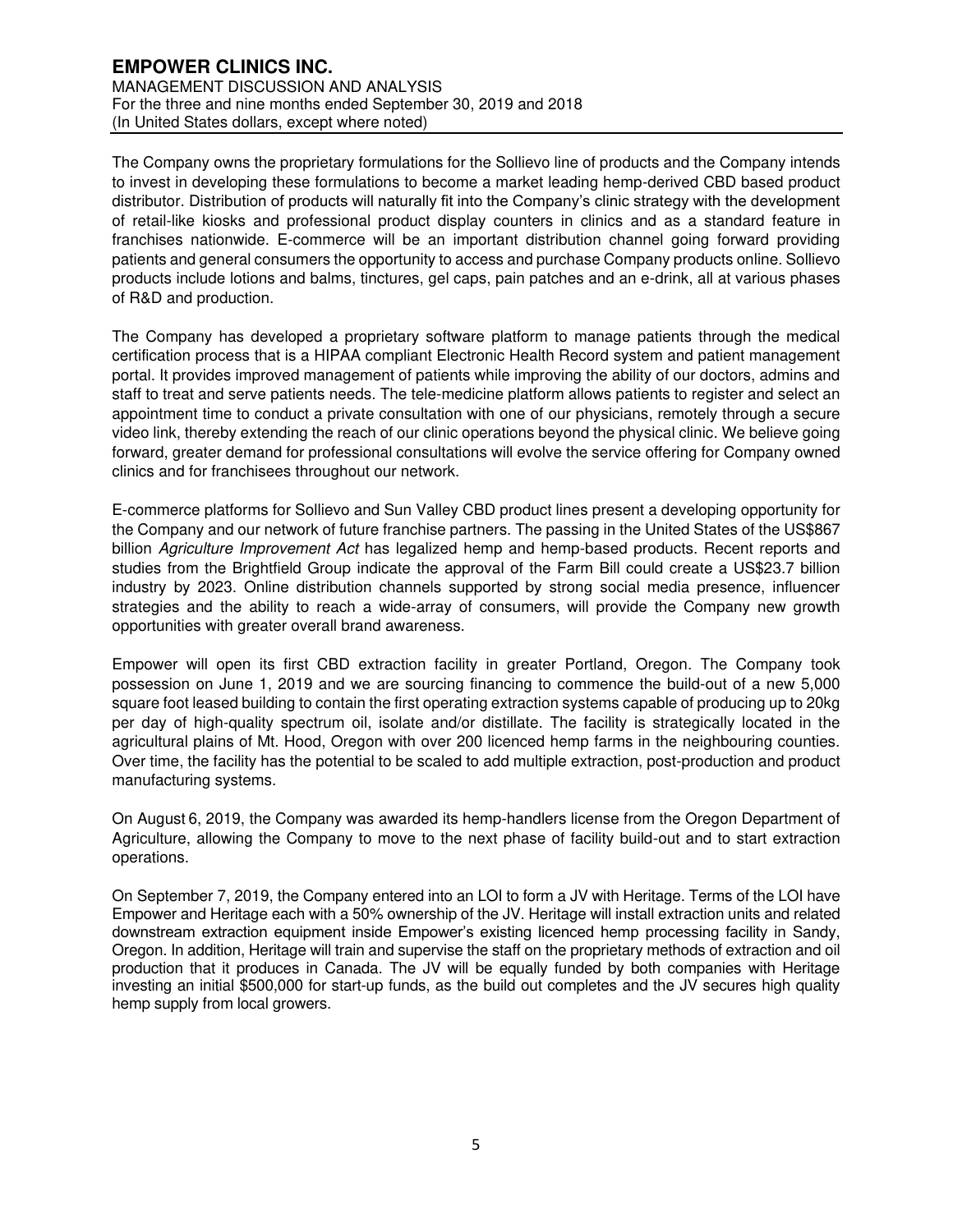The Company owns the proprietary formulations for the Sollievo line of products and the Company intends to invest in developing these formulations to become a market leading hemp-derived CBD based product distributor. Distribution of products will naturally fit into the Company's clinic strategy with the development of retail-like kiosks and professional product display counters in clinics and as a standard feature in franchises nationwide. E-commerce will be an important distribution channel going forward providing patients and general consumers the opportunity to access and purchase Company products online. Sollievo products include lotions and balms, tinctures, gel caps, pain patches and an e-drink, all at various phases of R&D and production.

The Company has developed a proprietary software platform to manage patients through the medical certification process that is a HIPAA compliant Electronic Health Record system and patient management portal. It provides improved management of patients while improving the ability of our doctors, admins and staff to treat and serve patients needs. The tele-medicine platform allows patients to register and select an appointment time to conduct a private consultation with one of our physicians, remotely through a secure video link, thereby extending the reach of our clinic operations beyond the physical clinic. We believe going forward, greater demand for professional consultations will evolve the service offering for Company owned clinics and for franchisees throughout our network.

E-commerce platforms for Sollievo and Sun Valley CBD product lines present a developing opportunity for the Company and our network of future franchise partners. The passing in the United States of the US$867 billion *Agriculture Improvement Act* has legalized hemp and hemp-based products. Recent reports and studies from the Brightfield Group indicate the approval of the Farm Bill could create a US$23.7 billion industry by 2023. Online distribution channels supported by strong social media presence, influencer strategies and the ability to reach a wide-array of consumers, will provide the Company new growth opportunities with greater overall brand awareness.

Empower will open its first CBD extraction facility in greater Portland, Oregon. The Company took possession on June 1, 2019 and we are sourcing financing to commence the build-out of a new 5,000 square foot leased building to contain the first operating extraction systems capable of producing up to 20kg per day of high-quality spectrum oil, isolate and/or distillate. The facility is strategically located in the agricultural plains of Mt. Hood, Oregon with over 200 licenced hemp farms in the neighbouring counties. Over time, the facility has the potential to be scaled to add multiple extraction, post-production and product manufacturing systems.

On August 6, 2019, the Company was awarded its hemp-handlers license from the Oregon Department of Agriculture, allowing the Company to move to the next phase of facility build-out and to start extraction operations.

On September 7, 2019, the Company entered into an LOI to form a JV with Heritage. Terms of the LOI have Empower and Heritage each with a 50% ownership of the JV. Heritage will install extraction units and related downstream extraction equipment inside Empower's existing licenced hemp processing facility in Sandy, Oregon. In addition, Heritage will train and supervise the staff on the proprietary methods of extraction and oil production that it produces in Canada. The JV will be equally funded by both companies with Heritage investing an initial $500,000 for start-up funds, as the build out completes and the JV secures high quality hemp supply from local growers.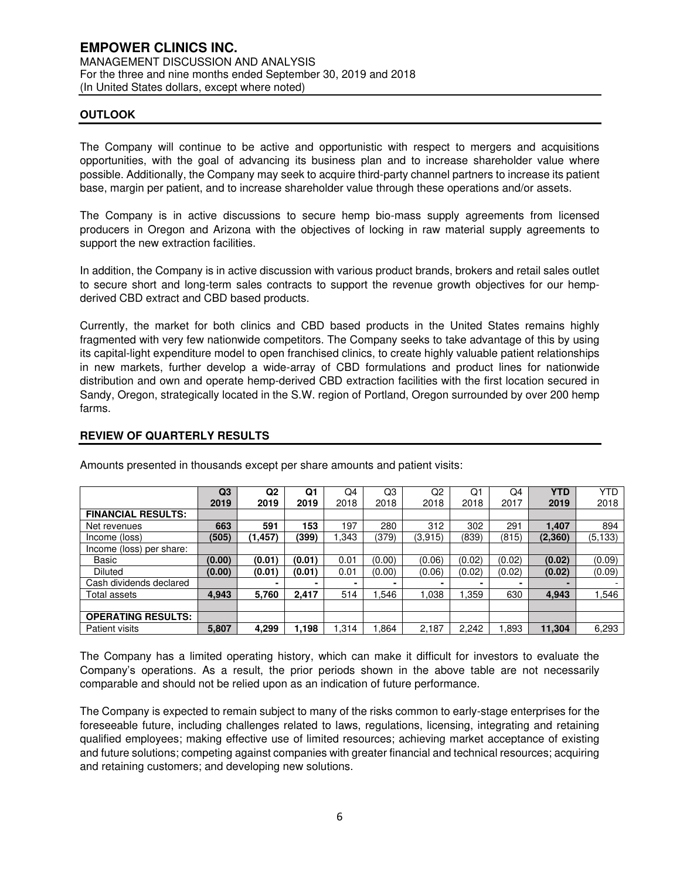## OUTLOOK

The Company will continue to be active and opportunistic with respect to mergers and acquisitions opportunities, with the goal of advancing its business plan and to increase shareholder value where possible. Additionally, the Company may seek to acquire third-party channel partners to increase its patient base, margin per patient, and to increase shareholder value through these operations and/or assets.

The Company is in active discussions to secure hemp bio-mass supply agreements from licensed producers in Oregon and Arizona with the objectives of locking in raw material supply agreements to support the new extraction facilities.

In addition, the Company is in active discussion with various product brands, brokers and retail sales outlet to secure short and long-term sales contracts to support the revenue growth objectives for our hemp-derived CBD extract and CBD based products.

Currently, the market for both clinics and CBD based products in the United States remains highly fragmented with very few nationwide competitors. The Company seeks to take advantage of this by using its capital-light expenditure model to open franchised clinics, to create highly valuable patient relationships in new markets, further develop a wide-array of CBD formulations and product lines for nationwide distribution and own and operate hemp-derived CBD extraction facilities with the first location secured in Sandy, Oregon, strategically located in the S.W. region of Portland, Oregon surrounded by over 200 hemp farms.

## REVIEW OF QUARTERLY RESULTS

Amounts presented in thousands except per share amounts and patient visits:

| | **Q3 2019** | **Q2 2019** | **Q1 2019** | Q4 2018 | Q3 2018 | Q2 2018 | Q1 2018 | Q4 2017 | **YTD 2019** | YTD 2018 |
|---|---|---|---|---|---|---|---|---|---|---|
| **FINANCIAL RESULTS:** | | | | | | | | | | |
| Net revenues | **663** | **591** | **153** | 197 | 280 | 312 | 302 | 291 | **1,407** | 894 |
| Income (loss) | **(505)** | **(1,457)** | **(399)** | 1,343 | (379) | (3,915) | (839) | (815) | **(2,360)** | (5,133) |
| Income (loss) per share: | | | | | | | | | | |
| Basic | **(0.00)** | **(0.01)** | **(0.01)** | 0.01 | (0.00) | (0.06) | (0.02) | (0.02) | **(0.02)** | (0.09) |
| Diluted | **(0.00)** | **(0.01)** | **(0.01)** | 0.01 | (0.00) | (0.06) | (0.02) | (0.02) | **(0.02)** | (0.09) |
| Cash dividends declared | | **-** | **-** | - | - | - | - | - | **-** | - |
| Total assets | **4,943** | **5,760** | **2,417** | 514 | 1,546 | 1,038 | 1,359 | 630 | **4,943** | 1,546 |
| | | | | | | | | | | |
| **OPERATING RESULTS:** | | | | | | | | | | |
| Patient visits | **5,807** | **4,299** | **1,198** | 1,314 | 1,864 | 2,187 | 2,242 | 1,893 | **11,304** | 6,293 |

The Company has a limited operating history, which can make it difficult for investors to evaluate the Company's operations. As a result, the prior periods shown in the above table are not necessarily comparable and should not be relied upon as an indication of future performance.

The Company is expected to remain subject to many of the risks common to early-stage enterprises for the foreseeable future, including challenges related to laws, regulations, licensing, integrating and retaining qualified employees; making effective use of limited resources; achieving market acceptance of existing and future solutions; competing against companies with greater financial and technical resources; acquiring and retaining customers; and developing new solutions.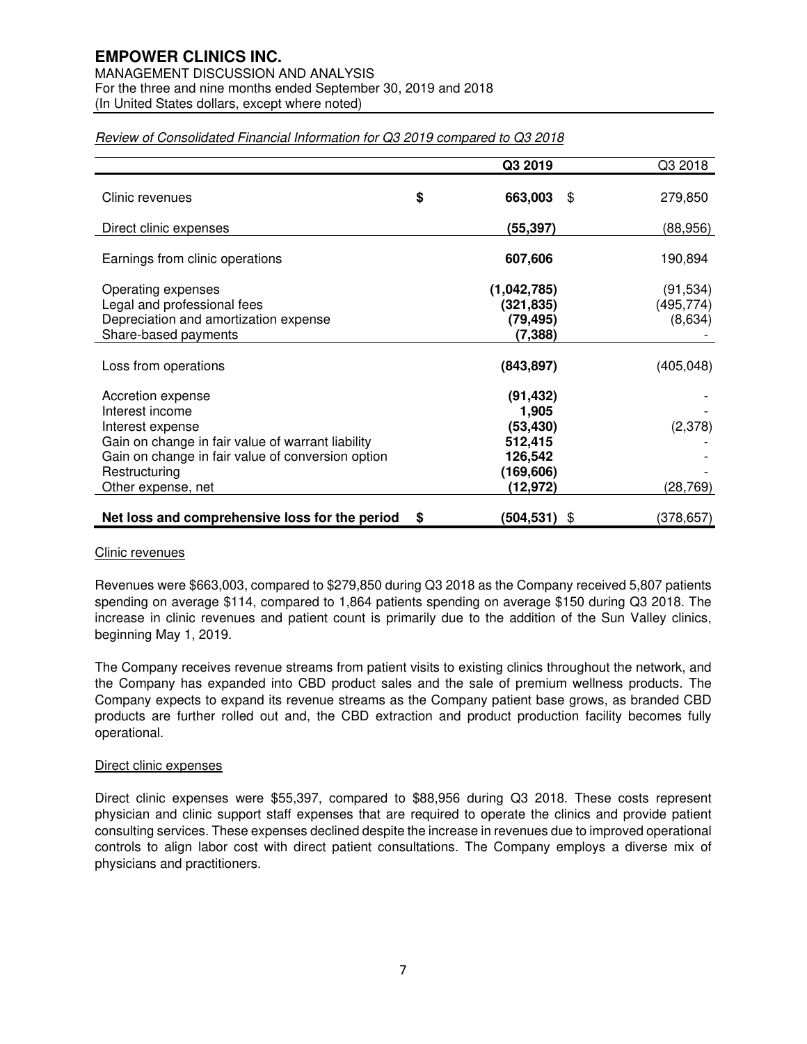**EMPOWER CLINICS INC.**
MANAGEMENT DISCUSSION AND ANALYSIS
For the three and nine months ended September 30, 2019 and 2018
(In United States dollars, except where noted)

*Review of Consolidated Financial Information for Q3 2019 compared to Q3 2018*

| | Q3 2019 | Q3 2018 |
|---|---|---|
| Clinic revenues | **$ 663,003** | $ 279,850 |
| Direct clinic expenses | **(55,397)** | (88,956) |
| Earnings from clinic operations | **607,606** | 190,894 |
| Operating expenses | **(1,042,785)** | (91,534) |
| Legal and professional fees | **(321,835)** | (495,774) |
| Depreciation and amortization expense | **(79,495)** | (8,634) |
| Share-based payments | **(7,388)** | - |
| Loss from operations | **(843,897)** | (405,048) |
| Accretion expense | **(91,432)** | - |
| Interest income | **1,905** | - |
| Interest expense | **(53,430)** | (2,378) |
| Gain on change in fair value of warrant liability | **512,415** | - |
| Gain on change in fair value of conversion option | **126,542** | - |
| Restructuring | **(169,606)** | - |
| Other expense, net | **(12,972)** | (28,769) |
| **Net loss and comprehensive loss for the period** | **$ (504,531)** | $ (378,657) |

Clinic revenues

Revenues were $663,003, compared to $279,850 during Q3 2018 as the Company received 5,807 patients spending on average $114, compared to 1,864 patients spending on average $150 during Q3 2018. The increase in clinic revenues and patient count is primarily due to the addition of the Sun Valley clinics, beginning May 1, 2019.

The Company receives revenue streams from patient visits to existing clinics throughout the network, and the Company has expanded into CBD product sales and the sale of premium wellness products. The Company expects to expand its revenue streams as the Company patient base grows, as branded CBD products are further rolled out and, the CBD extraction and product production facility becomes fully operational.

Direct clinic expenses

Direct clinic expenses were $55,397, compared to $88,956 during Q3 2018. These costs represent physician and clinic support staff expenses that are required to operate the clinics and provide patient consulting services. These expenses declined despite the increase in revenues due to improved operational controls to align labor cost with direct patient consultations. The Company employs a diverse mix of physicians and practitioners.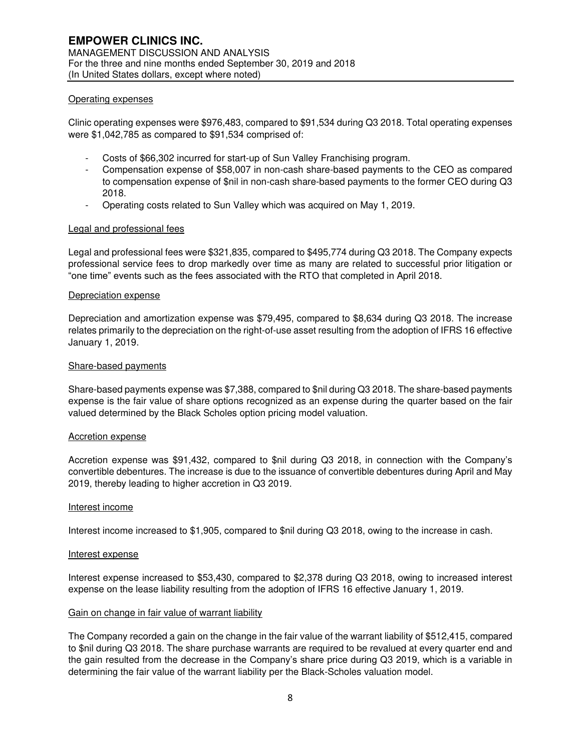#### Operating expenses

Clinic operating expenses were $976,483, compared to $91,534 during Q3 2018. Total operating expenses were $1,042,785 as compared to $91,534 comprised of:

- Costs of $66,302 incurred for start-up of Sun Valley Franchising program.
- Compensation expense of $58,007 in non-cash share-based payments to the CEO as compared to compensation expense of $nil in non-cash share-based payments to the former CEO during Q3 2018.
- Operating costs related to Sun Valley which was acquired on May 1, 2019.

#### Legal and professional fees

Legal and professional fees were $321,835, compared to $495,774 during Q3 2018. The Company expects professional service fees to drop markedly over time as many are related to successful prior litigation or "one time" events such as the fees associated with the RTO that completed in April 2018.

#### Depreciation expense

Depreciation and amortization expense was $79,495, compared to $8,634 during Q3 2018. The increase relates primarily to the depreciation on the right-of-use asset resulting from the adoption of IFRS 16 effective January 1, 2019.

#### Share-based payments

Share-based payments expense was $7,388, compared to $nil during Q3 2018. The share-based payments expense is the fair value of share options recognized as an expense during the quarter based on the fair valued determined by the Black Scholes option pricing model valuation.

#### Accretion expense

Accretion expense was $91,432, compared to $nil during Q3 2018, in connection with the Company's convertible debentures. The increase is due to the issuance of convertible debentures during April and May 2019, thereby leading to higher accretion in Q3 2019.

#### Interest income

Interest income increased to $1,905, compared to $nil during Q3 2018, owing to the increase in cash.

#### Interest expense

Interest expense increased to $53,430, compared to $2,378 during Q3 2018, owing to increased interest expense on the lease liability resulting from the adoption of IFRS 16 effective January 1, 2019.

#### Gain on change in fair value of warrant liability

The Company recorded a gain on the change in the fair value of the warrant liability of $512,415, compared to $nil during Q3 2018. The share purchase warrants are required to be revalued at every quarter end and the gain resulted from the decrease in the Company's share price during Q3 2019, which is a variable in determining the fair value of the warrant liability per the Black-Scholes valuation model.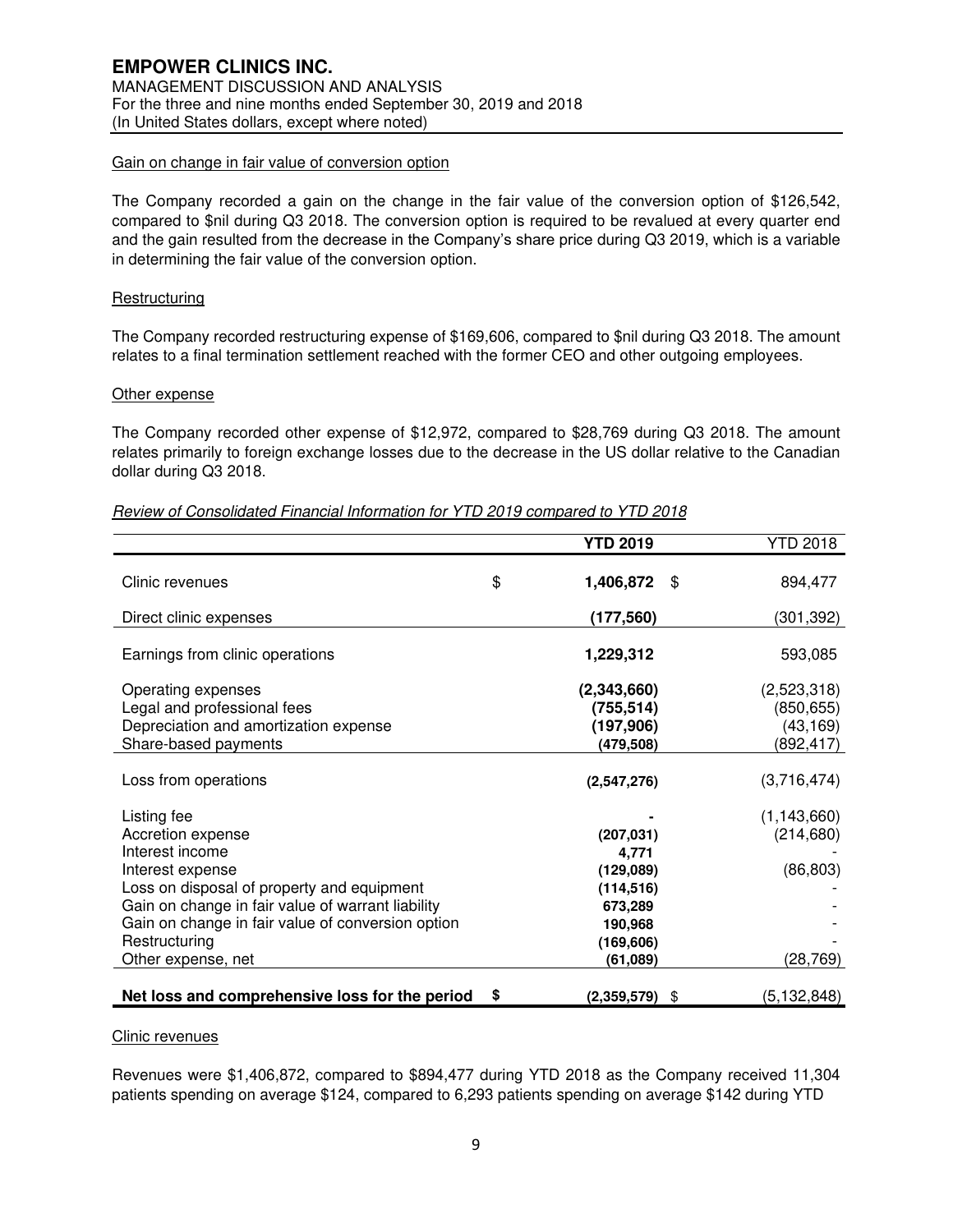Gain on change in fair value of conversion option

The Company recorded a gain on the change in the fair value of the conversion option of $126,542, compared to $nil during Q3 2018. The conversion option is required to be revalued at every quarter end and the gain resulted from the decrease in the Company's share price during Q3 2019, which is a variable in determining the fair value of the conversion option.

Restructuring

The Company recorded restructuring expense of $169,606, compared to $nil during Q3 2018. The amount relates to a final termination settlement reached with the former CEO and other outgoing employees.

Other expense

The Company recorded other expense of $12,972, compared to $28,769 during Q3 2018. The amount relates primarily to foreign exchange losses due to the decrease in the US dollar relative to the Canadian dollar during Q3 2018.

*Review of Consolidated Financial Information for YTD 2019 compared to YTD 2018*

| | YTD 2019 | YTD 2018 |
|---|---|---|
| Clinic revenues | $ **1,406,872** | $ 894,477 |
| Direct clinic expenses | **(177,560)** | (301,392) |
| Earnings from clinic operations | **1,229,312** | 593,085 |
| Operating expenses | **(2,343,660)** | (2,523,318) |
| Legal and professional fees | **(755,514)** | (850,655) |
| Depreciation and amortization expense | **(197,906)** | (43,169) |
| Share-based payments | **(479,508)** | (892,417) |
| Loss from operations | **(2,547,276)** | (3,716,474) |
| Listing fee | **-** | (1,143,660) |
| Accretion expense | **(207,031)** | (214,680) |
| Interest income | **4,771** | - |
| Interest expense | **(129,089)** | (86,803) |
| Loss on disposal of property and equipment | **(114,516)** | - |
| Gain on change in fair value of warrant liability | **673,289** | - |
| Gain on change in fair value of conversion option | **190,968** | - |
| Restructuring | **(169,606)** | - |
| Other expense, net | **(61,089)** | (28,769) |
| **Net loss and comprehensive loss for the period** | **$ (2,359,579)** | $ (5,132,848) |

Clinic revenues

Revenues were $1,406,872, compared to $894,477 during YTD 2018 as the Company received 11,304 patients spending on average $124, compared to 6,293 patients spending on average $142 during YTD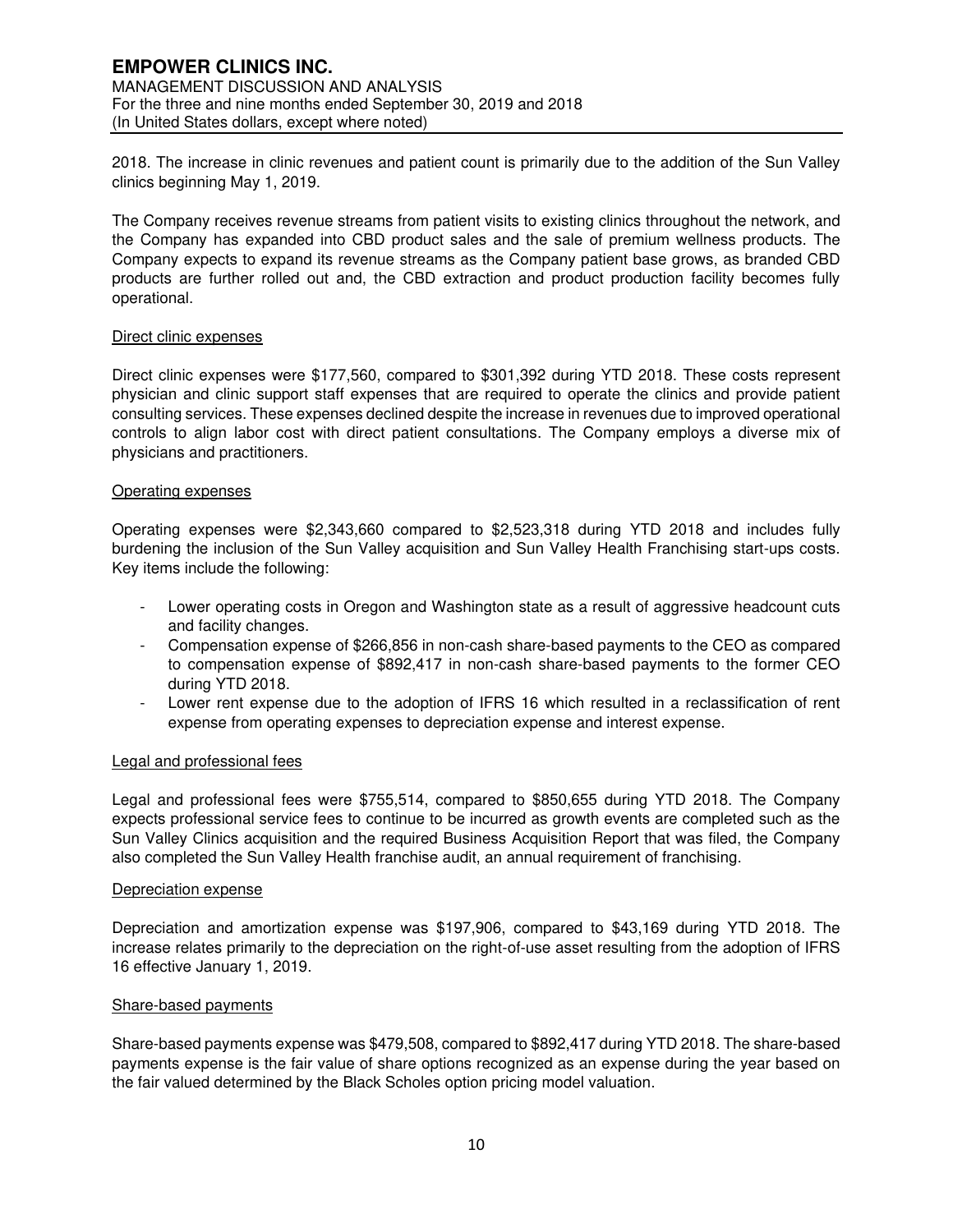2018. The increase in clinic revenues and patient count is primarily due to the addition of the Sun Valley clinics beginning May 1, 2019.

The Company receives revenue streams from patient visits to existing clinics throughout the network, and the Company has expanded into CBD product sales and the sale of premium wellness products. The Company expects to expand its revenue streams as the Company patient base grows, as branded CBD products are further rolled out and, the CBD extraction and product production facility becomes fully operational.

Direct clinic expenses

Direct clinic expenses were $177,560, compared to $301,392 during YTD 2018. These costs represent physician and clinic support staff expenses that are required to operate the clinics and provide patient consulting services. These expenses declined despite the increase in revenues due to improved operational controls to align labor cost with direct patient consultations. The Company employs a diverse mix of physicians and practitioners.

Operating expenses

Operating expenses were $2,343,660 compared to $2,523,318 during YTD 2018 and includes fully burdening the inclusion of the Sun Valley acquisition and Sun Valley Health Franchising start-ups costs. Key items include the following:

- Lower operating costs in Oregon and Washington state as a result of aggressive headcount cuts and facility changes.
- Compensation expense of $266,856 in non-cash share-based payments to the CEO as compared to compensation expense of $892,417 in non-cash share-based payments to the former CEO during YTD 2018.
- Lower rent expense due to the adoption of IFRS 16 which resulted in a reclassification of rent expense from operating expenses to depreciation expense and interest expense.

Legal and professional fees

Legal and professional fees were $755,514, compared to $850,655 during YTD 2018. The Company expects professional service fees to continue to be incurred as growth events are completed such as the Sun Valley Clinics acquisition and the required Business Acquisition Report that was filed, the Company also completed the Sun Valley Health franchise audit, an annual requirement of franchising.

Depreciation expense

Depreciation and amortization expense was $197,906, compared to $43,169 during YTD 2018. The increase relates primarily to the depreciation on the right-of-use asset resulting from the adoption of IFRS 16 effective January 1, 2019.

Share-based payments

Share-based payments expense was $479,508, compared to $892,417 during YTD 2018. The share-based payments expense is the fair value of share options recognized as an expense during the year based on the fair valued determined by the Black Scholes option pricing model valuation.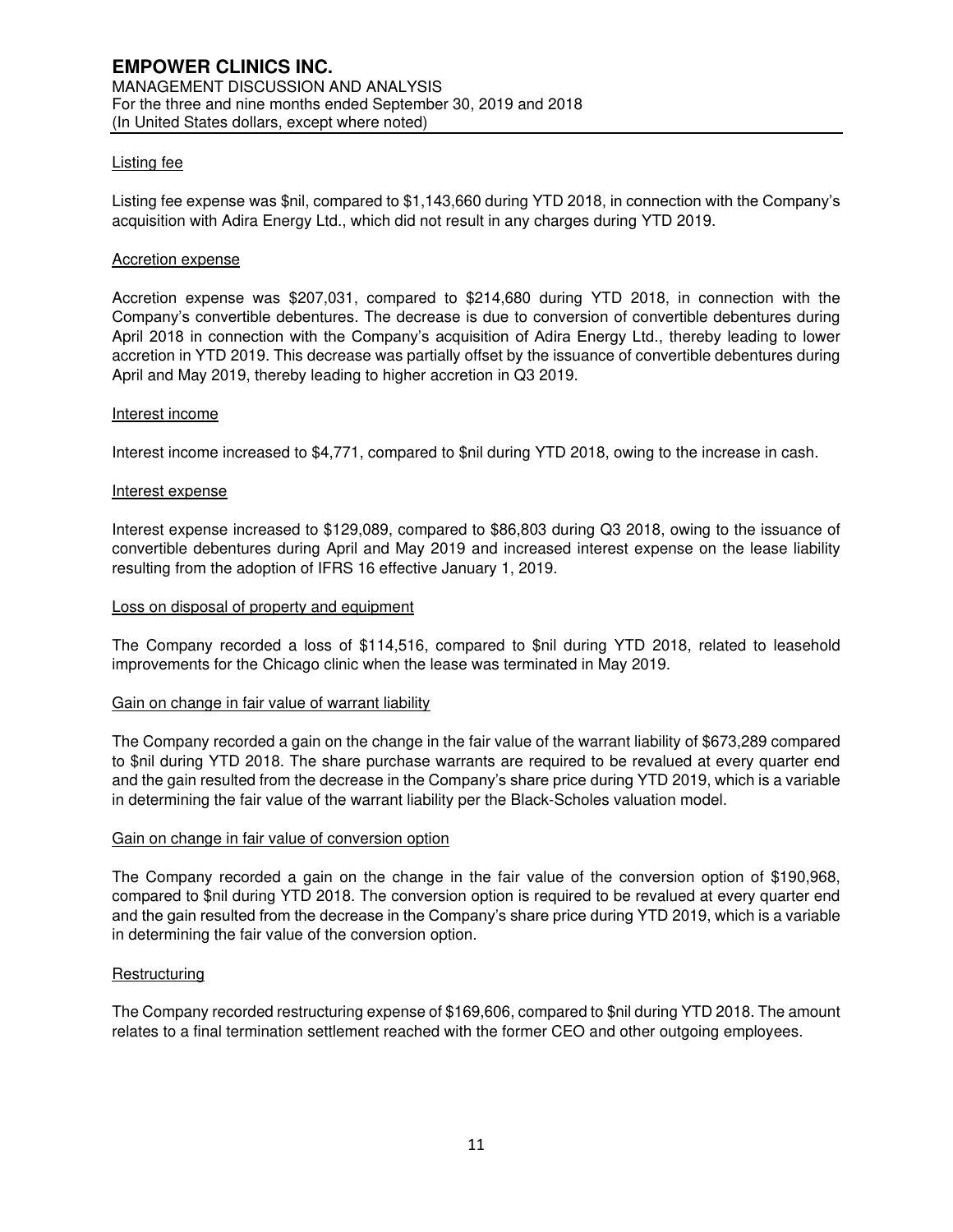#### Listing fee

Listing fee expense was $nil, compared to $1,143,660 during YTD 2018, in connection with the Company's acquisition with Adira Energy Ltd., which did not result in any charges during YTD 2019.

#### Accretion expense

Accretion expense was $207,031, compared to $214,680 during YTD 2018, in connection with the Company's convertible debentures. The decrease is due to conversion of convertible debentures during April 2018 in connection with the Company's acquisition of Adira Energy Ltd., thereby leading to lower accretion in YTD 2019. This decrease was partially offset by the issuance of convertible debentures during April and May 2019, thereby leading to higher accretion in Q3 2019.

#### Interest income

Interest income increased to $4,771, compared to $nil during YTD 2018, owing to the increase in cash.

#### Interest expense

Interest expense increased to $129,089, compared to $86,803 during Q3 2018, owing to the issuance of convertible debentures during April and May 2019 and increased interest expense on the lease liability resulting from the adoption of IFRS 16 effective January 1, 2019.

#### Loss on disposal of property and equipment

The Company recorded a loss of $114,516, compared to $nil during YTD 2018, related to leasehold improvements for the Chicago clinic when the lease was terminated in May 2019.

#### Gain on change in fair value of warrant liability

The Company recorded a gain on the change in the fair value of the warrant liability of $673,289 compared to $nil during YTD 2018. The share purchase warrants are required to be revalued at every quarter end and the gain resulted from the decrease in the Company's share price during YTD 2019, which is a variable in determining the fair value of the warrant liability per the Black-Scholes valuation model.

#### Gain on change in fair value of conversion option

The Company recorded a gain on the change in the fair value of the conversion option of $190,968, compared to $nil during YTD 2018. The conversion option is required to be revalued at every quarter end and the gain resulted from the decrease in the Company's share price during YTD 2019, which is a variable in determining the fair value of the conversion option.

#### Restructuring

The Company recorded restructuring expense of $169,606, compared to $nil during YTD 2018. The amount relates to a final termination settlement reached with the former CEO and other outgoing employees.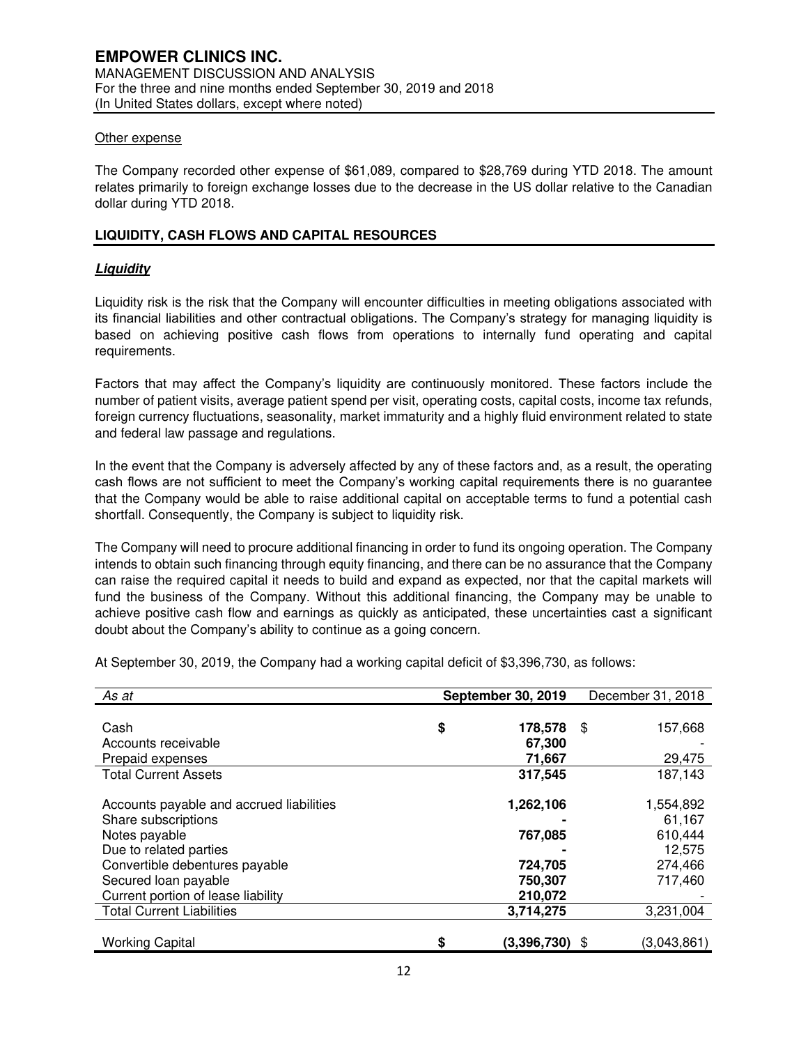Other expense

The Company recorded other expense of $61,089, compared to $28,769 during YTD 2018. The amount relates primarily to foreign exchange losses due to the decrease in the US dollar relative to the Canadian dollar during YTD 2018.

## LIQUIDITY, CASH FLOWS AND CAPITAL RESOURCES

### ***Liquidity***

Liquidity risk is the risk that the Company will encounter difficulties in meeting obligations associated with its financial liabilities and other contractual obligations. The Company's strategy for managing liquidity is based on achieving positive cash flows from operations to internally fund operating and capital requirements.

Factors that may affect the Company's liquidity are continuously monitored. These factors include the number of patient visits, average patient spend per visit, operating costs, capital costs, income tax refunds, foreign currency fluctuations, seasonality, market immaturity and a highly fluid environment related to state and federal law passage and regulations.

In the event that the Company is adversely affected by any of these factors and, as a result, the operating cash flows are not sufficient to meet the Company's working capital requirements there is no guarantee that the Company would be able to raise additional capital on acceptable terms to fund a potential cash shortfall. Consequently, the Company is subject to liquidity risk.

The Company will need to procure additional financing in order to fund its ongoing operation. The Company intends to obtain such financing through equity financing, and there can be no assurance that the Company can raise the required capital it needs to build and expand as expected, nor that the capital markets will fund the business of the Company. Without this additional financing, the Company may be unable to achieve positive cash flow and earnings as quickly as anticipated, these uncertainties cast a significant doubt about the Company's ability to continue as a going concern.

At September 30, 2019, the Company had a working capital deficit of $3,396,730, as follows:

| *As at* | **September 30, 2019** | December 31, 2018 |
|---|---|---|
| Cash | **$ 178,578** | $ 157,668 |
| Accounts receivable | **67,300** | - |
| Prepaid expenses | **71,667** | 29,475 |
| Total Current Assets | **317,545** | 187,143 |
| Accounts payable and accrued liabilities | **1,262,106** | 1,554,892 |
| Share subscriptions | **-** | 61,167 |
| Notes payable | **767,085** | 610,444 |
| Due to related parties | **-** | 12,575 |
| Convertible debentures payable | **724,705** | 274,466 |
| Secured loan payable | **750,307** | 717,460 |
| Current portion of lease liability | **210,072** | - |
| Total Current Liabilities | **3,714,275** | 3,231,004 |
| Working Capital | **$ (3,396,730)** | $ (3,043,861) |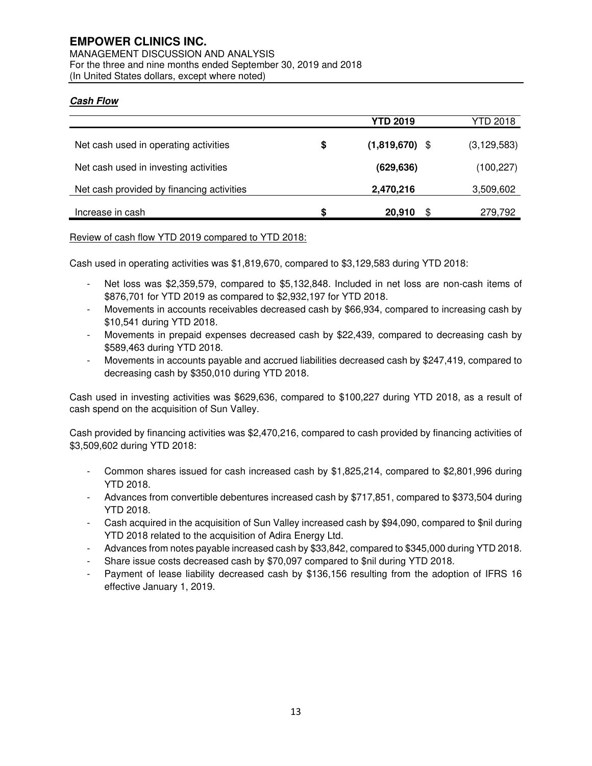***Cash Flow***

| | YTD 2019 | YTD 2018 |
|---|---|---|
| Net cash used in operating activities | $ **(1,819,670)** | $ (3,129,583) |
| Net cash used in investing activities | **(629,636)** | (100,227) |
| Net cash provided by financing activities | **2,470,216** | 3,509,602 |
| Increase in cash | $ **20,910** | $ 279,792 |

Review of cash flow YTD 2019 compared to YTD 2018:

Cash used in operating activities was $1,819,670, compared to $3,129,583 during YTD 2018:

- Net loss was $2,359,579, compared to $5,132,848. Included in net loss are non-cash items of $876,701 for YTD 2019 as compared to $2,932,197 for YTD 2018.
- Movements in accounts receivables decreased cash by $66,934, compared to increasing cash by $10,541 during YTD 2018.
- Movements in prepaid expenses decreased cash by $22,439, compared to decreasing cash by $589,463 during YTD 2018.
- Movements in accounts payable and accrued liabilities decreased cash by $247,419, compared to decreasing cash by $350,010 during YTD 2018.

Cash used in investing activities was $629,636, compared to $100,227 during YTD 2018, as a result of cash spend on the acquisition of Sun Valley.

Cash provided by financing activities was $2,470,216, compared to cash provided by financing activities of $3,509,602 during YTD 2018:

- Common shares issued for cash increased cash by $1,825,214, compared to $2,801,996 during YTD 2018.
- Advances from convertible debentures increased cash by $717,851, compared to $373,504 during YTD 2018.
- Cash acquired in the acquisition of Sun Valley increased cash by $94,090, compared to $nil during YTD 2018 related to the acquisition of Adira Energy Ltd.
- Advances from notes payable increased cash by $33,842, compared to $345,000 during YTD 2018.
- Share issue costs decreased cash by $70,097 compared to $nil during YTD 2018.
- Payment of lease liability decreased cash by $136,156 resulting from the adoption of IFRS 16 effective January 1, 2019.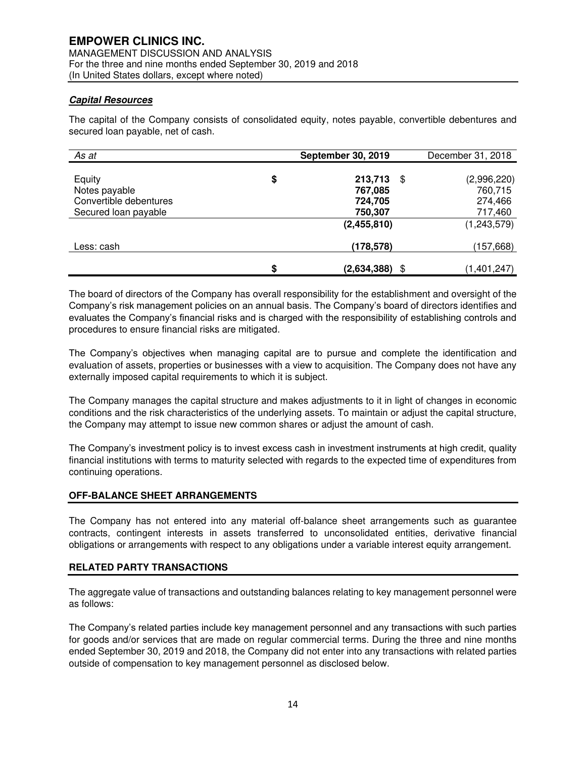***Capital Resources***

The capital of the Company consists of consolidated equity, notes payable, convertible debentures and secured loan payable, net of cash.

| *As at* | **September 30, 2019** | December 31, 2018 |
| --- | --- | --- |
| Equity | **$ 213,713** | $ (2,996,220) |
| Notes payable | **767,085** | 760,715 |
| Convertible debentures | **724,705** | 274,466 |
| Secured loan payable | **750,307** | 717,460 |
| | **(2,455,810)** | (1,243,579) |
| Less: cash | **(178,578)** | (157,668) |
| | **$ (2,634,388)** | $ (1,401,247) |

The board of directors of the Company has overall responsibility for the establishment and oversight of the Company's risk management policies on an annual basis. The Company's board of directors identifies and evaluates the Company's financial risks and is charged with the responsibility of establishing controls and procedures to ensure financial risks are mitigated.

The Company's objectives when managing capital are to pursue and complete the identification and evaluation of assets, properties or businesses with a view to acquisition. The Company does not have any externally imposed capital requirements to which it is subject.

The Company manages the capital structure and makes adjustments to it in light of changes in economic conditions and the risk characteristics of the underlying assets. To maintain or adjust the capital structure, the Company may attempt to issue new common shares or adjust the amount of cash.

The Company's investment policy is to invest excess cash in investment instruments at high credit, quality financial institutions with terms to maturity selected with regards to the expected time of expenditures from continuing operations.

## OFF-BALANCE SHEET ARRANGEMENTS

The Company has not entered into any material off-balance sheet arrangements such as guarantee contracts, contingent interests in assets transferred to unconsolidated entities, derivative financial obligations or arrangements with respect to any obligations under a variable interest equity arrangement.

## RELATED PARTY TRANSACTIONS

The aggregate value of transactions and outstanding balances relating to key management personnel were as follows:

The Company's related parties include key management personnel and any transactions with such parties for goods and/or services that are made on regular commercial terms. During the three and nine months ended September 30, 2019 and 2018, the Company did not enter into any transactions with related parties outside of compensation to key management personnel as disclosed below.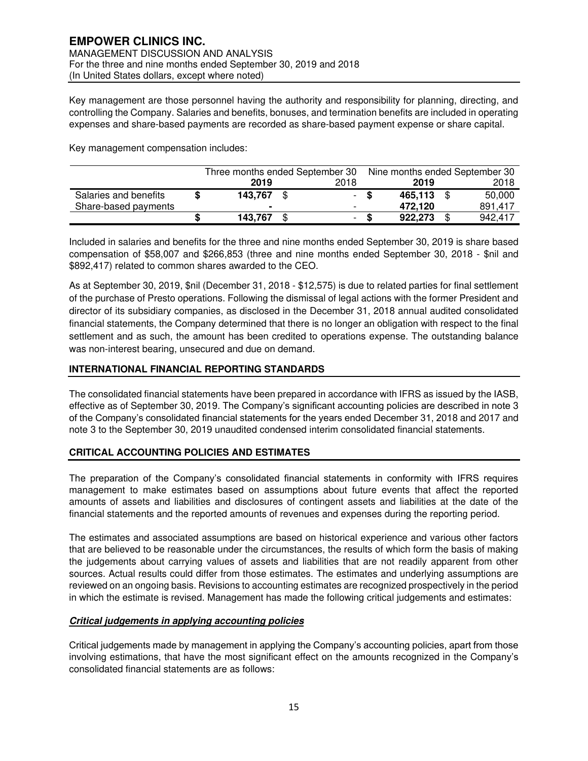Key management are those personnel having the authority and responsibility for planning, directing, and controlling the Company. Salaries and benefits, bonuses, and termination benefits are included in operating expenses and share-based payments are recorded as share-based payment expense or share capital.

Key management compensation includes:

| | Three months ended September 30 | | Nine months ended September 30 | |
|---|---|---|---|---|
| | **2019** | 2018 | **2019** | 2018 |
| Salaries and benefits | **$ 143,767** | $ - | **$ 465,113** | $ 50,000 |
| Share-based payments | **-** | - | **472,120** | 891,417 |
| | **$ 143,767** | $ - | **$ 922,273** | $ 942,417 |

Included in salaries and benefits for the three and nine months ended September 30, 2019 is share based compensation of $58,007 and $266,853 (three and nine months ended September 30, 2018 - $nil and $892,417) related to common shares awarded to the CEO.

As at September 30, 2019, $nil (December 31, 2018 - $12,575) is due to related parties for final settlement of the purchase of Presto operations. Following the dismissal of legal actions with the former President and director of its subsidiary companies, as disclosed in the December 31, 2018 annual audited consolidated financial statements, the Company determined that there is no longer an obligation with respect to the final settlement and as such, the amount has been credited to operations expense. The outstanding balance was non-interest bearing, unsecured and due on demand.

## INTERNATIONAL FINANCIAL REPORTING STANDARDS

The consolidated financial statements have been prepared in accordance with IFRS as issued by the IASB, effective as of September 30, 2019. The Company's significant accounting policies are described in note 3 of the Company's consolidated financial statements for the years ended December 31, 2018 and 2017 and note 3 to the September 30, 2019 unaudited condensed interim consolidated financial statements.

## CRITICAL ACCOUNTING POLICIES AND ESTIMATES

The preparation of the Company's consolidated financial statements in conformity with IFRS requires management to make estimates based on assumptions about future events that affect the reported amounts of assets and liabilities and disclosures of contingent assets and liabilities at the date of the financial statements and the reported amounts of revenues and expenses during the reporting period.

The estimates and associated assumptions are based on historical experience and various other factors that are believed to be reasonable under the circumstances, the results of which form the basis of making the judgements about carrying values of assets and liabilities that are not readily apparent from other sources. Actual results could differ from those estimates. The estimates and underlying assumptions are reviewed on an ongoing basis. Revisions to accounting estimates are recognized prospectively in the period in which the estimate is revised. Management has made the following critical judgements and estimates:

### ***Critical judgements in applying accounting policies***

Critical judgements made by management in applying the Company's accounting policies, apart from those involving estimations, that have the most significant effect on the amounts recognized in the Company's consolidated financial statements are as follows: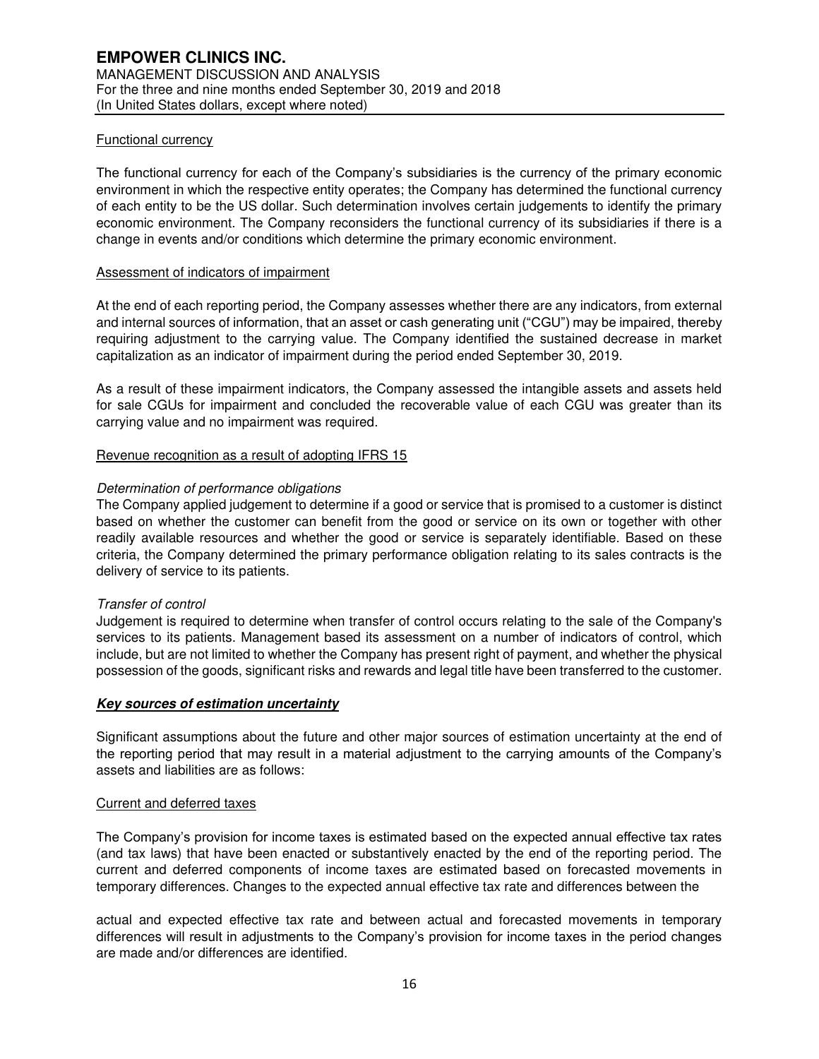Functional currency

The functional currency for each of the Company's subsidiaries is the currency of the primary economic environment in which the respective entity operates; the Company has determined the functional currency of each entity to be the US dollar. Such determination involves certain judgements to identify the primary economic environment. The Company reconsiders the functional currency of its subsidiaries if there is a change in events and/or conditions which determine the primary economic environment.

Assessment of indicators of impairment

At the end of each reporting period, the Company assesses whether there are any indicators, from external and internal sources of information, that an asset or cash generating unit ("CGU") may be impaired, thereby requiring adjustment to the carrying value. The Company identified the sustained decrease in market capitalization as an indicator of impairment during the period ended September 30, 2019.

As a result of these impairment indicators, the Company assessed the intangible assets and assets held for sale CGUs for impairment and concluded the recoverable value of each CGU was greater than its carrying value and no impairment was required.

Revenue recognition as a result of adopting IFRS 15

*Determination of performance obligations*
The Company applied judgement to determine if a good or service that is promised to a customer is distinct based on whether the customer can benefit from the good or service on its own or together with other readily available resources and whether the good or service is separately identifiable. Based on these criteria, the Company determined the primary performance obligation relating to its sales contracts is the delivery of service to its patients.

*Transfer of control*
Judgement is required to determine when transfer of control occurs relating to the sale of the Company's services to its patients. Management based its assessment on a number of indicators of control, which include, but are not limited to whether the Company has present right of payment, and whether the physical possession of the goods, significant risks and rewards and legal title have been transferred to the customer.

***Key sources of estimation uncertainty***

Significant assumptions about the future and other major sources of estimation uncertainty at the end of the reporting period that may result in a material adjustment to the carrying amounts of the Company's assets and liabilities are as follows:

Current and deferred taxes

The Company's provision for income taxes is estimated based on the expected annual effective tax rates (and tax laws) that have been enacted or substantively enacted by the end of the reporting period. The current and deferred components of income taxes are estimated based on forecasted movements in temporary differences. Changes to the expected annual effective tax rate and differences between the actual and expected effective tax rate and between actual and forecasted movements in temporary differences will result in adjustments to the Company's provision for income taxes in the period changes are made and/or differences are identified.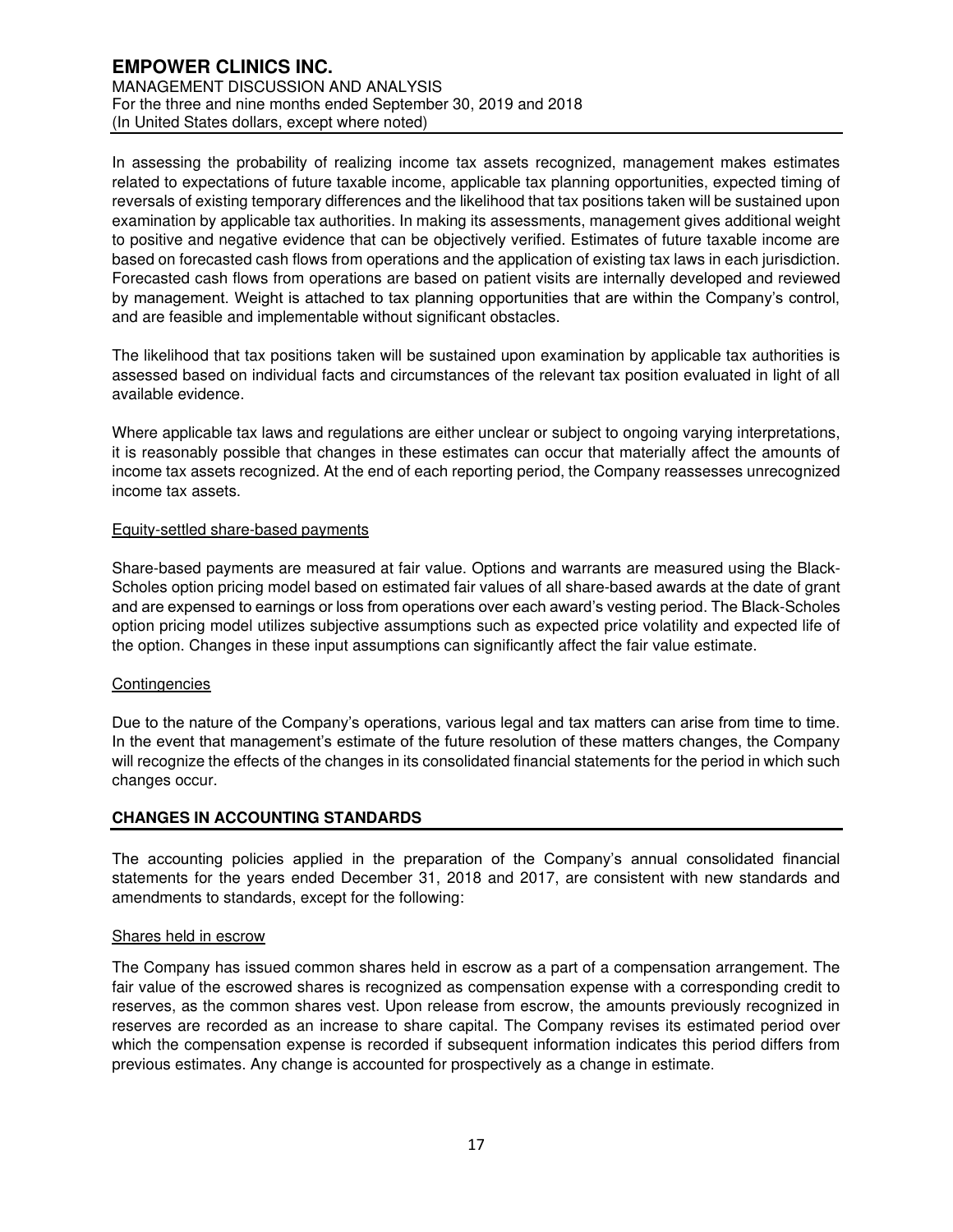In assessing the probability of realizing income tax assets recognized, management makes estimates related to expectations of future taxable income, applicable tax planning opportunities, expected timing of reversals of existing temporary differences and the likelihood that tax positions taken will be sustained upon examination by applicable tax authorities. In making its assessments, management gives additional weight to positive and negative evidence that can be objectively verified. Estimates of future taxable income are based on forecasted cash flows from operations and the application of existing tax laws in each jurisdiction. Forecasted cash flows from operations are based on patient visits are internally developed and reviewed by management. Weight is attached to tax planning opportunities that are within the Company's control, and are feasible and implementable without significant obstacles.

The likelihood that tax positions taken will be sustained upon examination by applicable tax authorities is assessed based on individual facts and circumstances of the relevant tax position evaluated in light of all available evidence.

Where applicable tax laws and regulations are either unclear or subject to ongoing varying interpretations, it is reasonably possible that changes in these estimates can occur that materially affect the amounts of income tax assets recognized. At the end of each reporting period, the Company reassesses unrecognized income tax assets.

### Equity-settled share-based payments

Share-based payments are measured at fair value. Options and warrants are measured using the Black-Scholes option pricing model based on estimated fair values of all share-based awards at the date of grant and are expensed to earnings or loss from operations over each award's vesting period. The Black-Scholes option pricing model utilizes subjective assumptions such as expected price volatility and expected life of the option. Changes in these input assumptions can significantly affect the fair value estimate.

### Contingencies

Due to the nature of the Company's operations, various legal and tax matters can arise from time to time. In the event that management's estimate of the future resolution of these matters changes, the Company will recognize the effects of the changes in its consolidated financial statements for the period in which such changes occur.

## CHANGES IN ACCOUNTING STANDARDS

The accounting policies applied in the preparation of the Company's annual consolidated financial statements for the years ended December 31, 2018 and 2017, are consistent with new standards and amendments to standards, except for the following:

### Shares held in escrow

The Company has issued common shares held in escrow as a part of a compensation arrangement. The fair value of the escrowed shares is recognized as compensation expense with a corresponding credit to reserves, as the common shares vest. Upon release from escrow, the amounts previously recognized in reserves are recorded as an increase to share capital. The Company revises its estimated period over which the compensation expense is recorded if subsequent information indicates this period differs from previous estimates. Any change is accounted for prospectively as a change in estimate.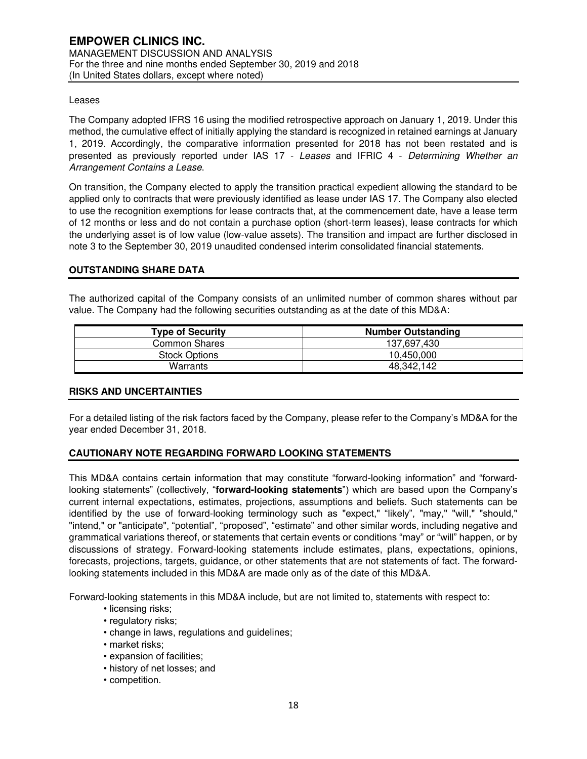Leases

The Company adopted IFRS 16 using the modified retrospective approach on January 1, 2019. Under this method, the cumulative effect of initially applying the standard is recognized in retained earnings at January 1, 2019. Accordingly, the comparative information presented for 2018 has not been restated and is presented as previously reported under IAS 17 - *Leases* and IFRIC 4 - *Determining Whether an Arrangement Contains a Lease*.

On transition, the Company elected to apply the transition practical expedient allowing the standard to be applied only to contracts that were previously identified as lease under IAS 17. The Company also elected to use the recognition exemptions for lease contracts that, at the commencement date, have a lease term of 12 months or less and do not contain a purchase option (short-term leases), lease contracts for which the underlying asset is of low value (low-value assets). The transition and impact are further disclosed in note 3 to the September 30, 2019 unaudited condensed interim consolidated financial statements.

## OUTSTANDING SHARE DATA

The authorized capital of the Company consists of an unlimited number of common shares without par value. The Company had the following securities outstanding as at the date of this MD&A:

| Type of Security | Number Outstanding |
|---|---|
| Common Shares | 137,697,430 |
| Stock Options | 10,450,000 |
| Warrants | 48,342,142 |

## RISKS AND UNCERTAINTIES

For a detailed listing of the risk factors faced by the Company, please refer to the Company's MD&A for the year ended December 31, 2018.

## CAUTIONARY NOTE REGARDING FORWARD LOOKING STATEMENTS

This MD&A contains certain information that may constitute "forward-looking information" and "forward-looking statements" (collectively, "**forward-looking statements**") which are based upon the Company's current internal expectations, estimates, projections, assumptions and beliefs. Such statements can be identified by the use of forward-looking terminology such as "expect," "likely", "may," "will," "should," "intend," or "anticipate", "potential", "proposed", "estimate" and other similar words, including negative and grammatical variations thereof, or statements that certain events or conditions "may" or "will" happen, or by discussions of strategy. Forward-looking statements include estimates, plans, expectations, opinions, forecasts, projections, targets, guidance, or other statements that are not statements of fact. The forward-looking statements included in this MD&A are made only as of the date of this MD&A.

Forward-looking statements in this MD&A include, but are not limited to, statements with respect to:

- licensing risks;
- regulatory risks;
- change in laws, regulations and guidelines;
- market risks;
- expansion of facilities;
- history of net losses; and
- competition.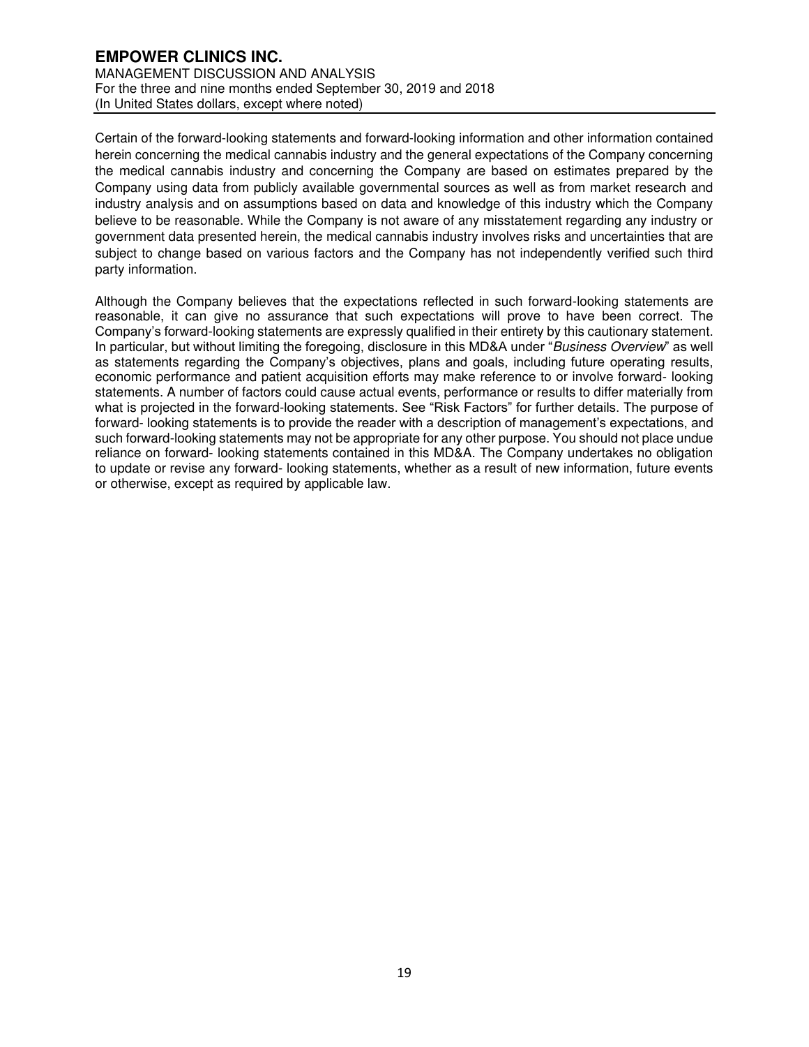Certain of the forward-looking statements and forward-looking information and other information contained herein concerning the medical cannabis industry and the general expectations of the Company concerning the medical cannabis industry and concerning the Company are based on estimates prepared by the Company using data from publicly available governmental sources as well as from market research and industry analysis and on assumptions based on data and knowledge of this industry which the Company believe to be reasonable. While the Company is not aware of any misstatement regarding any industry or government data presented herein, the medical cannabis industry involves risks and uncertainties that are subject to change based on various factors and the Company has not independently verified such third party information.

Although the Company believes that the expectations reflected in such forward-looking statements are reasonable, it can give no assurance that such expectations will prove to have been correct. The Company's forward-looking statements are expressly qualified in their entirety by this cautionary statement. In particular, but without limiting the foregoing, disclosure in this MD&A under "*Business Overview*" as well as statements regarding the Company's objectives, plans and goals, including future operating results, economic performance and patient acquisition efforts may make reference to or involve forward- looking statements. A number of factors could cause actual events, performance or results to differ materially from what is projected in the forward-looking statements. See "Risk Factors" for further details. The purpose of forward- looking statements is to provide the reader with a description of management's expectations, and such forward-looking statements may not be appropriate for any other purpose. You should not place undue reliance on forward- looking statements contained in this MD&A. The Company undertakes no obligation to update or revise any forward- looking statements, whether as a result of new information, future events or otherwise, except as required by applicable law.